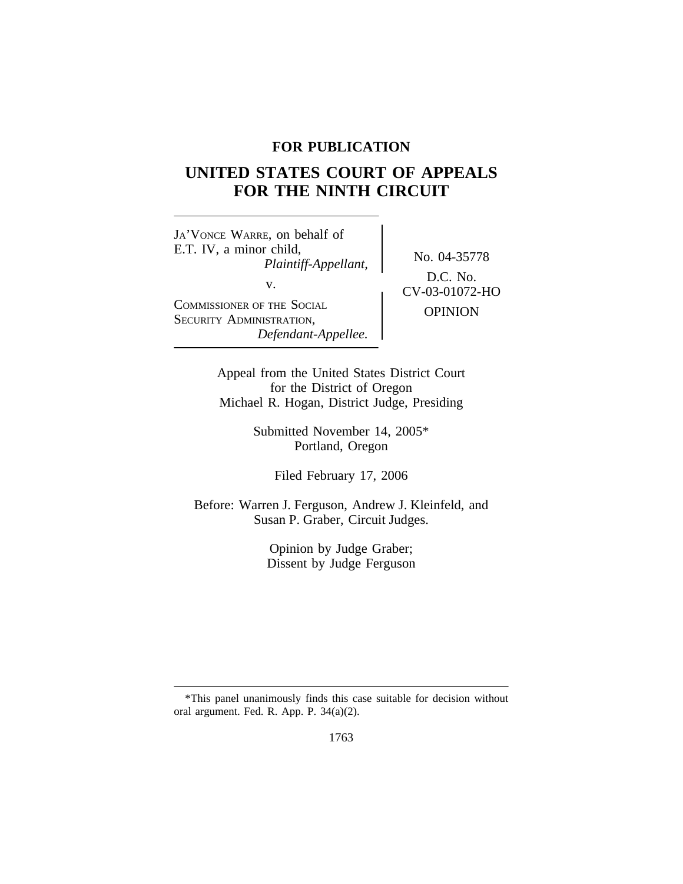**FOR PUBLICATION**

# UNITED STATES COURT OF APPEALS FOR THE NINTH CIRCUIT

JA'VONCE WARRE, on behalf of E.T. IV, a minor child,
*Plaintiff-Appellant,*

v.

COMMISSIONER OF THE SOCIAL SECURITY ADMINISTRATION,
*Defendant-Appellee.*

No. 04-35778

D.C. No. CV-03-01072-HO

OPINION

Appeal from the United States District Court for the District of Oregon
Michael R. Hogan, District Judge, Presiding

Submitted November 14, 2005*
Portland, Oregon

Filed February 17, 2006

Before: Warren J. Ferguson, Andrew J. Kleinfeld, and Susan P. Graber, Circuit Judges.

Opinion by Judge Graber;
Dissent by Judge Ferguson

---

*This panel unanimously finds this case suitable for decision without oral argument. Fed. R. App. P. 34(a)(2).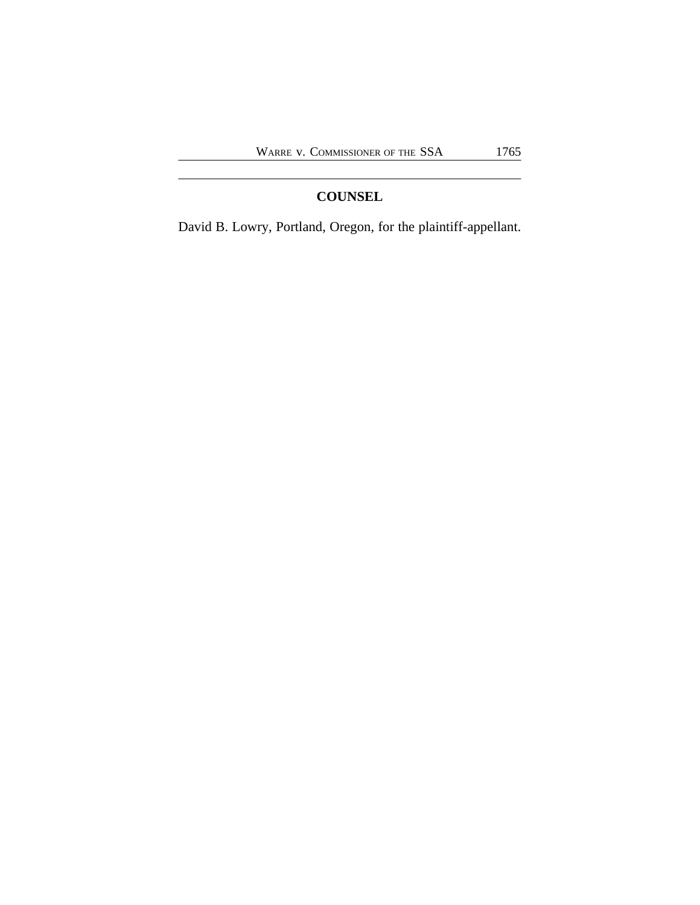## COUNSEL

David B. Lowry, Portland, Oregon, for the plaintiff-appellant.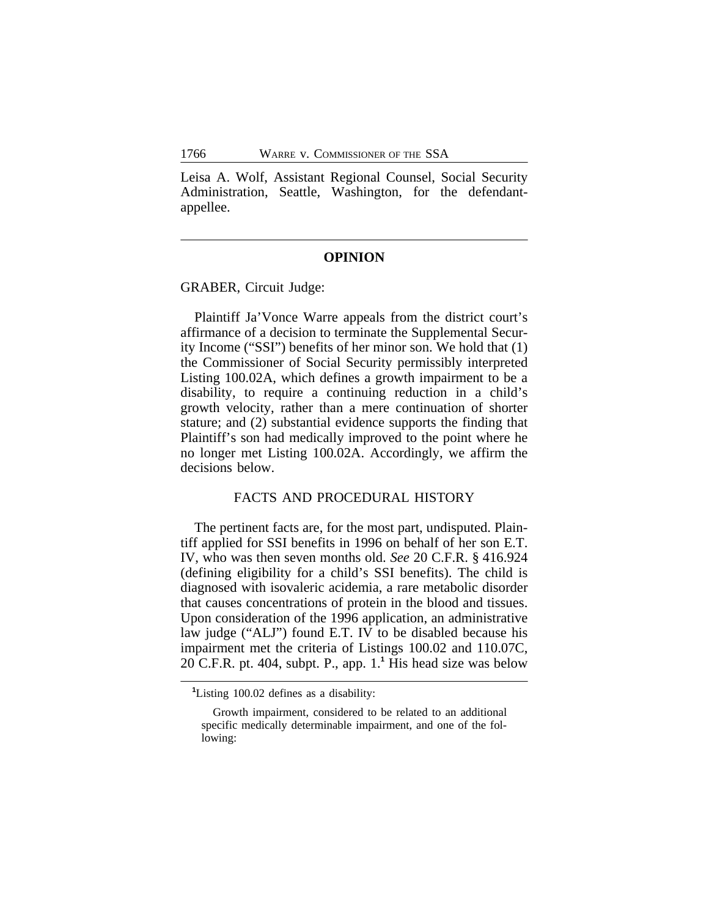Leisa A. Wolf, Assistant Regional Counsel, Social Security Administration, Seattle, Washington, for the defendant-appellee.

---

## OPINION

GRABER, Circuit Judge:

Plaintiff Ja'Vonce Warre appeals from the district court's affirmance of a decision to terminate the Supplemental Security Income ("SSI") benefits of her minor son. We hold that (1) the Commissioner of Social Security permissibly interpreted Listing 100.02A, which defines a growth impairment to be a disability, to require a continuing reduction in a child's growth velocity, rather than a mere continuation of shorter stature; and (2) substantial evidence supports the finding that Plaintiff's son had medically improved to the point where he no longer met Listing 100.02A. Accordingly, we affirm the decisions below.

### FACTS AND PROCEDURAL HISTORY

The pertinent facts are, for the most part, undisputed. Plaintiff applied for SSI benefits in 1996 on behalf of her son E.T. IV, who was then seven months old. *See* 20 C.F.R. § 416.924 (defining eligibility for a child's SSI benefits). The child is diagnosed with isovaleric acidemia, a rare metabolic disorder that causes concentrations of protein in the blood and tissues. Upon consideration of the 1996 application, an administrative law judge ("ALJ") found E.T. IV to be disabled because his impairment met the criteria of Listings 100.02 and 110.07C, 20 C.F.R. pt. 404, subpt. P., app. 1.[1] His head size was below

---

[1]Listing 100.02 defines as a disability:

> Growth impairment, considered to be related to an additional specific medically determinable impairment, and one of the following: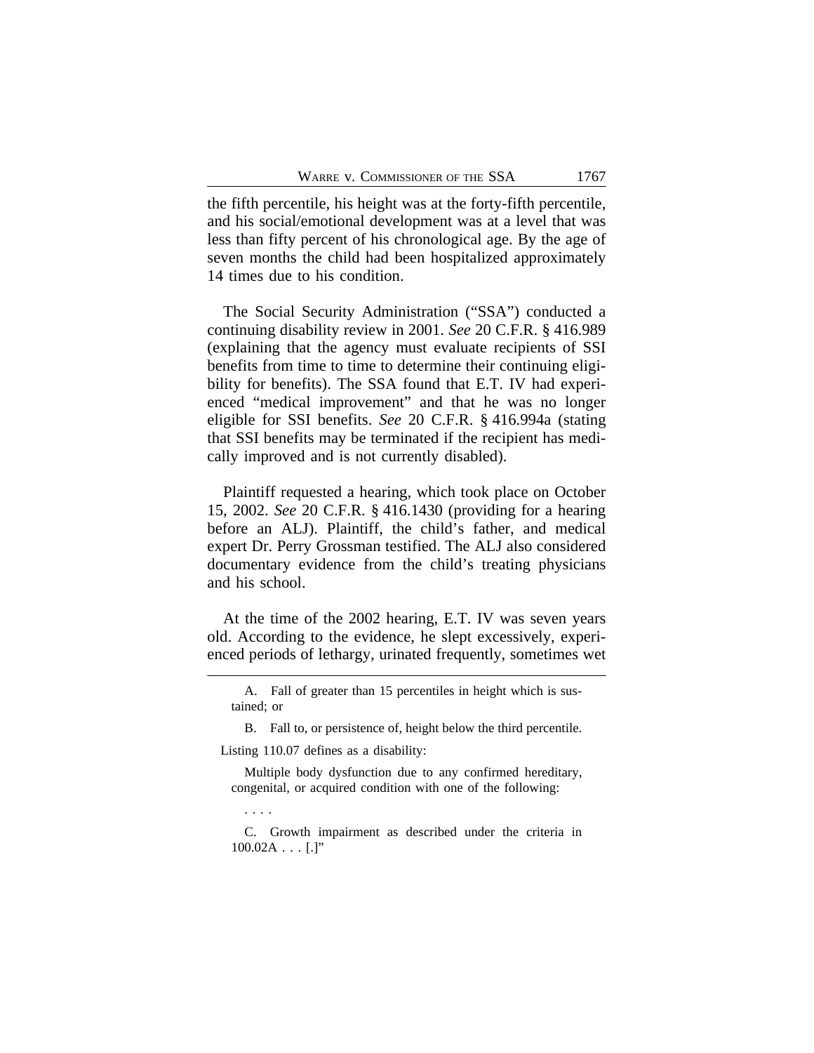the fifth percentile, his height was at the forty-fifth percentile, and his social/emotional development was at a level that was less than fifty percent of his chronological age. By the age of seven months the child had been hospitalized approximately 14 times due to his condition.

The Social Security Administration ("SSA") conducted a continuing disability review in 2001. *See* 20 C.F.R. § 416.989 (explaining that the agency must evaluate recipients of SSI benefits from time to time to determine their continuing eligibility for benefits). The SSA found that E.T. IV had experienced "medical improvement" and that he was no longer eligible for SSI benefits. *See* 20 C.F.R. § 416.994a (stating that SSI benefits may be terminated if the recipient has medically improved and is not currently disabled).

Plaintiff requested a hearing, which took place on October 15, 2002. *See* 20 C.F.R. § 416.1430 (providing for a hearing before an ALJ). Plaintiff, the child's father, and medical expert Dr. Perry Grossman testified. The ALJ also considered documentary evidence from the child's treating physicians and his school.

At the time of the 2002 hearing, E.T. IV was seven years old. According to the evidence, he slept excessively, experienced periods of lethargy, urinated frequently, sometimes wet

---

A. Fall of greater than 15 percentiles in height which is sustained; or

B. Fall to, or persistence of, height below the third percentile.

Listing 110.07 defines as a disability:

Multiple body dysfunction due to any confirmed hereditary, congenital, or acquired condition with one of the following:

. . . .

C. Growth impairment as described under the criteria in 100.02A . . . [.]"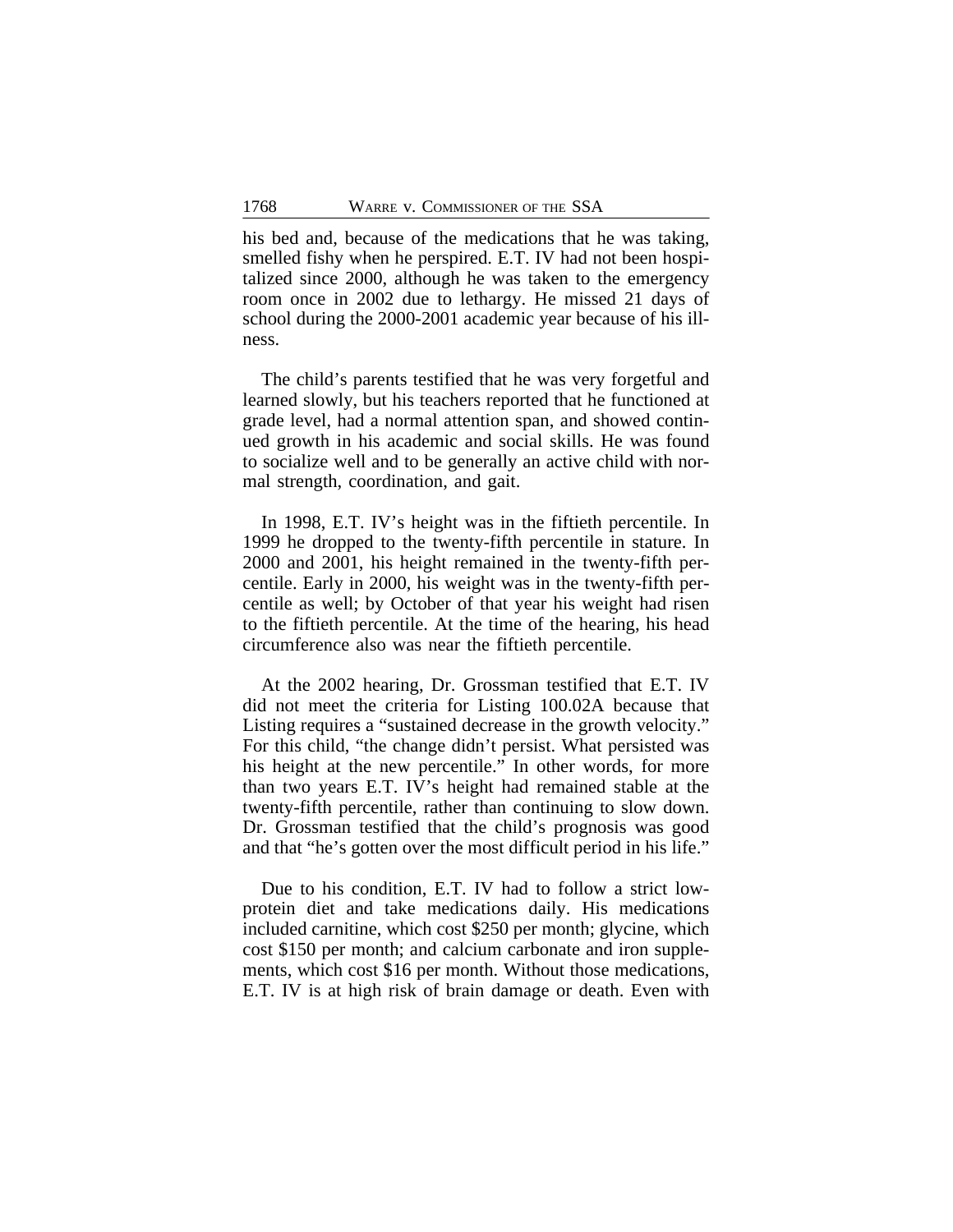his bed and, because of the medications that he was taking, smelled fishy when he perspired. E.T. IV had not been hospitalized since 2000, although he was taken to the emergency room once in 2002 due to lethargy. He missed 21 days of school during the 2000-2001 academic year because of his illness.

The child's parents testified that he was very forgetful and learned slowly, but his teachers reported that he functioned at grade level, had a normal attention span, and showed continued growth in his academic and social skills. He was found to socialize well and to be generally an active child with normal strength, coordination, and gait.

In 1998, E.T. IV's height was in the fiftieth percentile. In 1999 he dropped to the twenty-fifth percentile in stature. In 2000 and 2001, his height remained in the twenty-fifth percentile. Early in 2000, his weight was in the twenty-fifth percentile as well; by October of that year his weight had risen to the fiftieth percentile. At the time of the hearing, his head circumference also was near the fiftieth percentile.

At the 2002 hearing, Dr. Grossman testified that E.T. IV did not meet the criteria for Listing 100.02A because that Listing requires a "sustained decrease in the growth velocity." For this child, "the change didn't persist. What persisted was his height at the new percentile." In other words, for more than two years E.T. IV's height had remained stable at the twenty-fifth percentile, rather than continuing to slow down. Dr. Grossman testified that the child's prognosis was good and that "he's gotten over the most difficult period in his life."

Due to his condition, E.T. IV had to follow a strict low-protein diet and take medications daily. His medications included carnitine, which cost $250 per month; glycine, which cost $150 per month; and calcium carbonate and iron supplements, which cost $16 per month. Without those medications, E.T. IV is at high risk of brain damage or death. Even with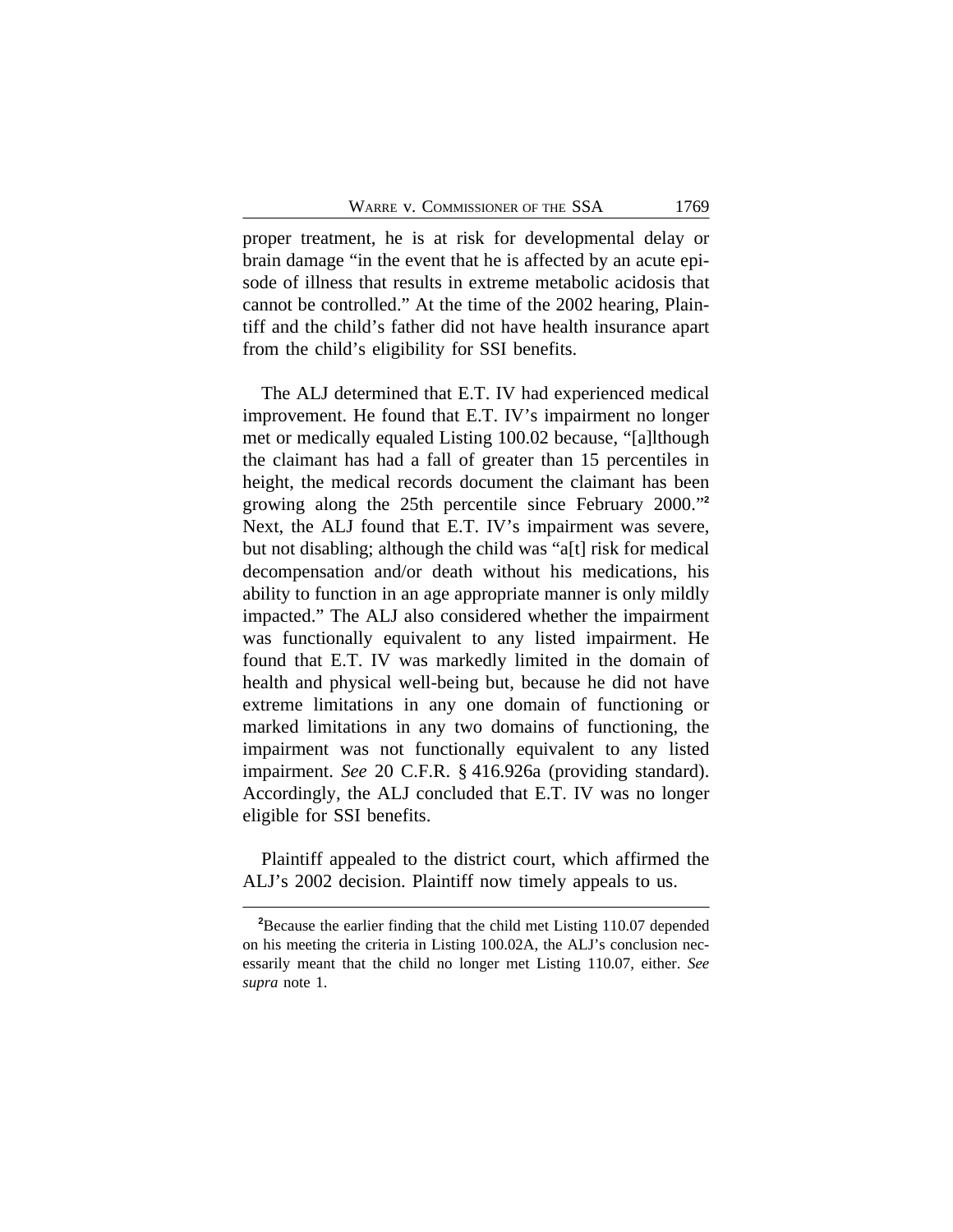proper treatment, he is at risk for developmental delay or brain damage "in the event that he is affected by an acute episode of illness that results in extreme metabolic acidosis that cannot be controlled." At the time of the 2002 hearing, Plaintiff and the child's father did not have health insurance apart from the child's eligibility for SSI benefits.

The ALJ determined that E.T. IV had experienced medical improvement. He found that E.T. IV's impairment no longer met or medically equaled Listing 100.02 because, "[a]lthough the claimant has had a fall of greater than 15 percentiles in height, the medical records document the claimant has been growing along the 25th percentile since February 2000."[2] Next, the ALJ found that E.T. IV's impairment was severe, but not disabling; although the child was "a[t] risk for medical decompensation and/or death without his medications, his ability to function in an age appropriate manner is only mildly impacted." The ALJ also considered whether the impairment was functionally equivalent to any listed impairment. He found that E.T. IV was markedly limited in the domain of health and physical well-being but, because he did not have extreme limitations in any one domain of functioning or marked limitations in any two domains of functioning, the impairment was not functionally equivalent to any listed impairment. *See* 20 C.F.R. § 416.926a (providing standard). Accordingly, the ALJ concluded that E.T. IV was no longer eligible for SSI benefits.

Plaintiff appealed to the district court, which affirmed the ALJ's 2002 decision. Plaintiff now timely appeals to us.

[2]Because the earlier finding that the child met Listing 110.07 depended on his meeting the criteria in Listing 100.02A, the ALJ's conclusion necessarily meant that the child no longer met Listing 110.07, either. *See supra* note 1.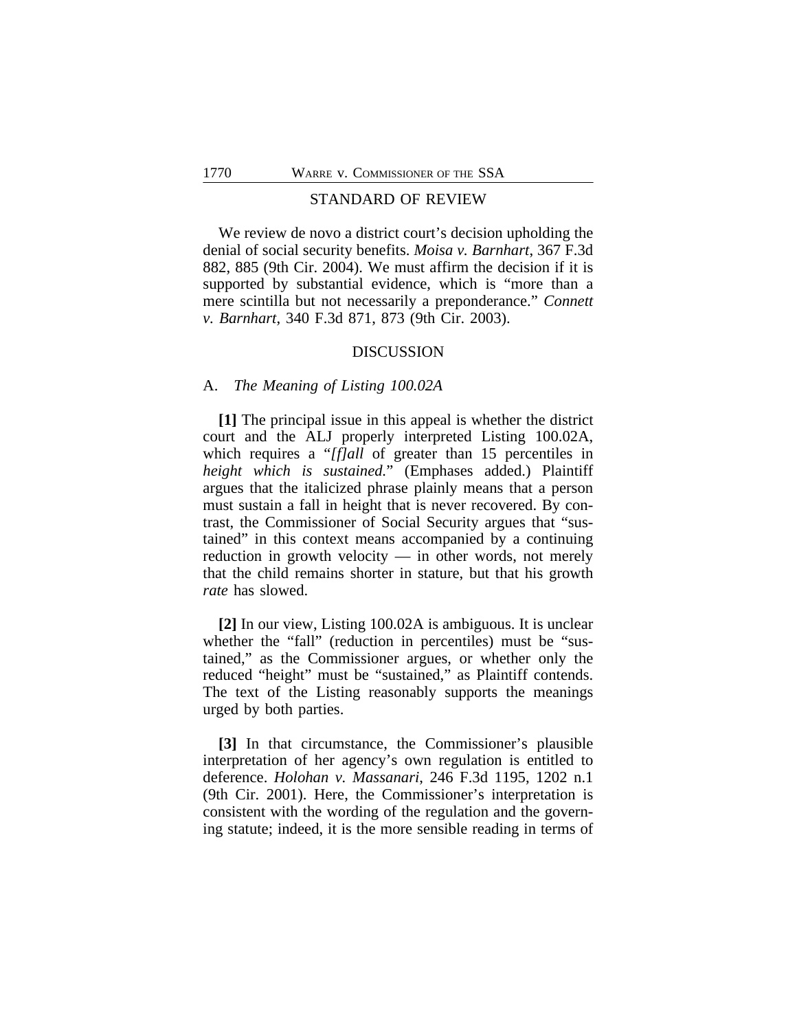## STANDARD OF REVIEW

We review de novo a district court's decision upholding the denial of social security benefits. *Moisa v. Barnhart*, 367 F.3d 882, 885 (9th Cir. 2004). We must affirm the decision if it is supported by substantial evidence, which is "more than a mere scintilla but not necessarily a preponderance." *Connett v. Barnhart*, 340 F.3d 871, 873 (9th Cir. 2003).

## DISCUSSION

### A. *The Meaning of Listing 100.02A*

**[1]** The principal issue in this appeal is whether the district court and the ALJ properly interpreted Listing 100.02A, which requires a "*[f]all* of greater than 15 percentiles in *height which is sustained.*" (Emphases added.) Plaintiff argues that the italicized phrase plainly means that a person must sustain a fall in height that is never recovered. By contrast, the Commissioner of Social Security argues that "sustained" in this context means accompanied by a continuing reduction in growth velocity — in other words, not merely that the child remains shorter in stature, but that his growth *rate* has slowed.

**[2]** In our view, Listing 100.02A is ambiguous. It is unclear whether the "fall" (reduction in percentiles) must be "sustained," as the Commissioner argues, or whether only the reduced "height" must be "sustained," as Plaintiff contends. The text of the Listing reasonably supports the meanings urged by both parties.

**[3]** In that circumstance, the Commissioner's plausible interpretation of her agency's own regulation is entitled to deference. *Holohan v. Massanari*, 246 F.3d 1195, 1202 n.1 (9th Cir. 2001). Here, the Commissioner's interpretation is consistent with the wording of the regulation and the governing statute; indeed, it is the more sensible reading in terms of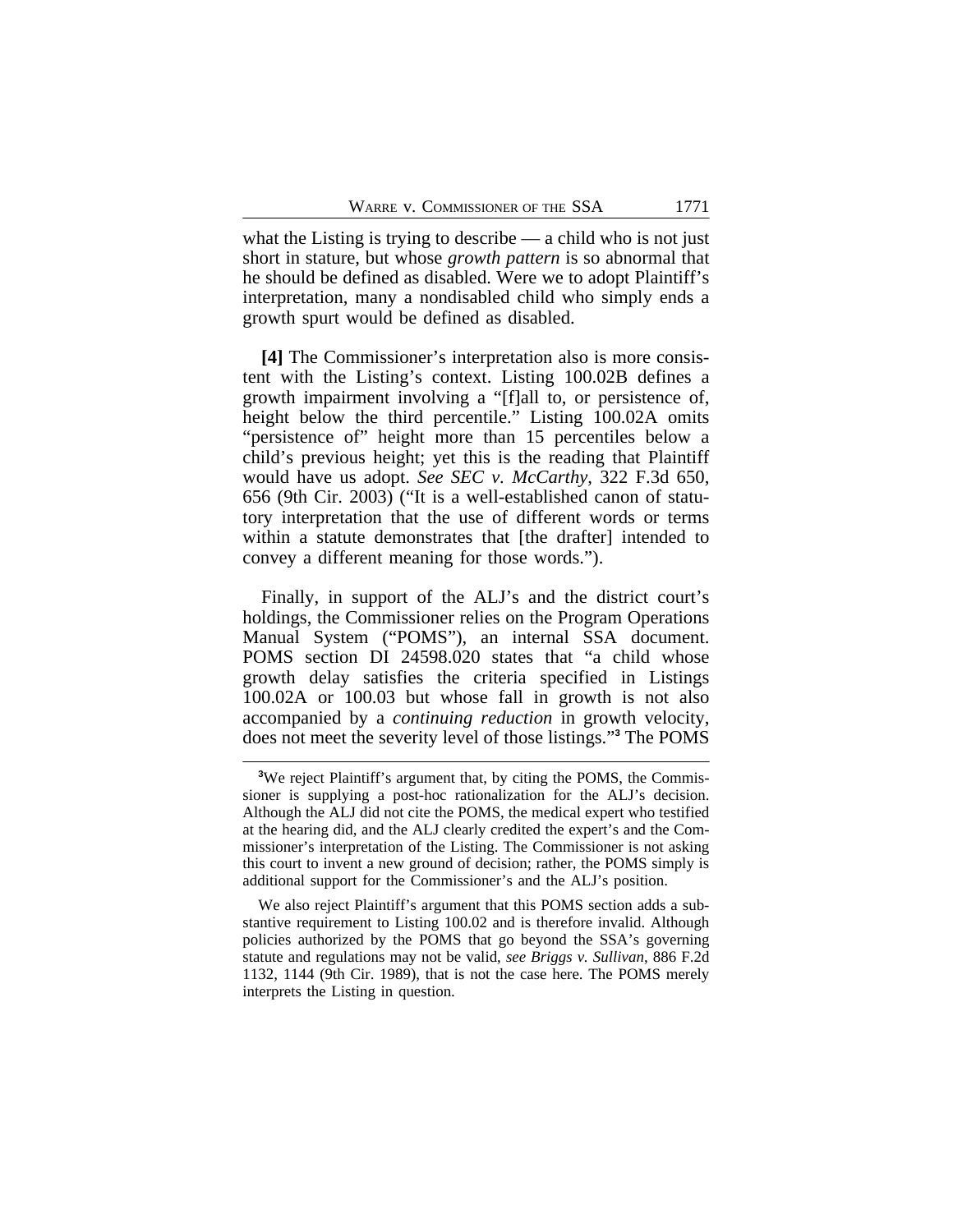what the Listing is trying to describe — a child who is not just short in stature, but whose *growth pattern* is so abnormal that he should be defined as disabled. Were we to adopt Plaintiff's interpretation, many a nondisabled child who simply ends a growth spurt would be defined as disabled.

**[4]** The Commissioner's interpretation also is more consistent with the Listing's context. Listing 100.02B defines a growth impairment involving a "[f]all to, or persistence of, height below the third percentile." Listing 100.02A omits "persistence of" height more than 15 percentiles below a child's previous height; yet this is the reading that Plaintiff would have us adopt. *See SEC v. McCarthy*, 322 F.3d 650, 656 (9th Cir. 2003) ("It is a well-established canon of statutory interpretation that the use of different words or terms within a statute demonstrates that [the drafter] intended to convey a different meaning for those words.").

Finally, in support of the ALJ's and the district court's holdings, the Commissioner relies on the Program Operations Manual System ("POMS"), an internal SSA document. POMS section DI 24598.020 states that "a child whose growth delay satisfies the criteria specified in Listings 100.02A or 100.03 but whose fall in growth is not also accompanied by a *continuing reduction* in growth velocity, does not meet the severity level of those listings."[3] The POMS

---

[3]We reject Plaintiff's argument that, by citing the POMS, the Commissioner is supplying a post-hoc rationalization for the ALJ's decision. Although the ALJ did not cite the POMS, the medical expert who testified at the hearing did, and the ALJ clearly credited the expert's and the Commissioner's interpretation of the Listing. The Commissioner is not asking this court to invent a new ground of decision; rather, the POMS simply is additional support for the Commissioner's and the ALJ's position.

We also reject Plaintiff's argument that this POMS section adds a substantive requirement to Listing 100.02 and is therefore invalid. Although policies authorized by the POMS that go beyond the SSA's governing statute and regulations may not be valid, *see Briggs v. Sullivan*, 886 F.2d 1132, 1144 (9th Cir. 1989), that is not the case here. The POMS merely interprets the Listing in question.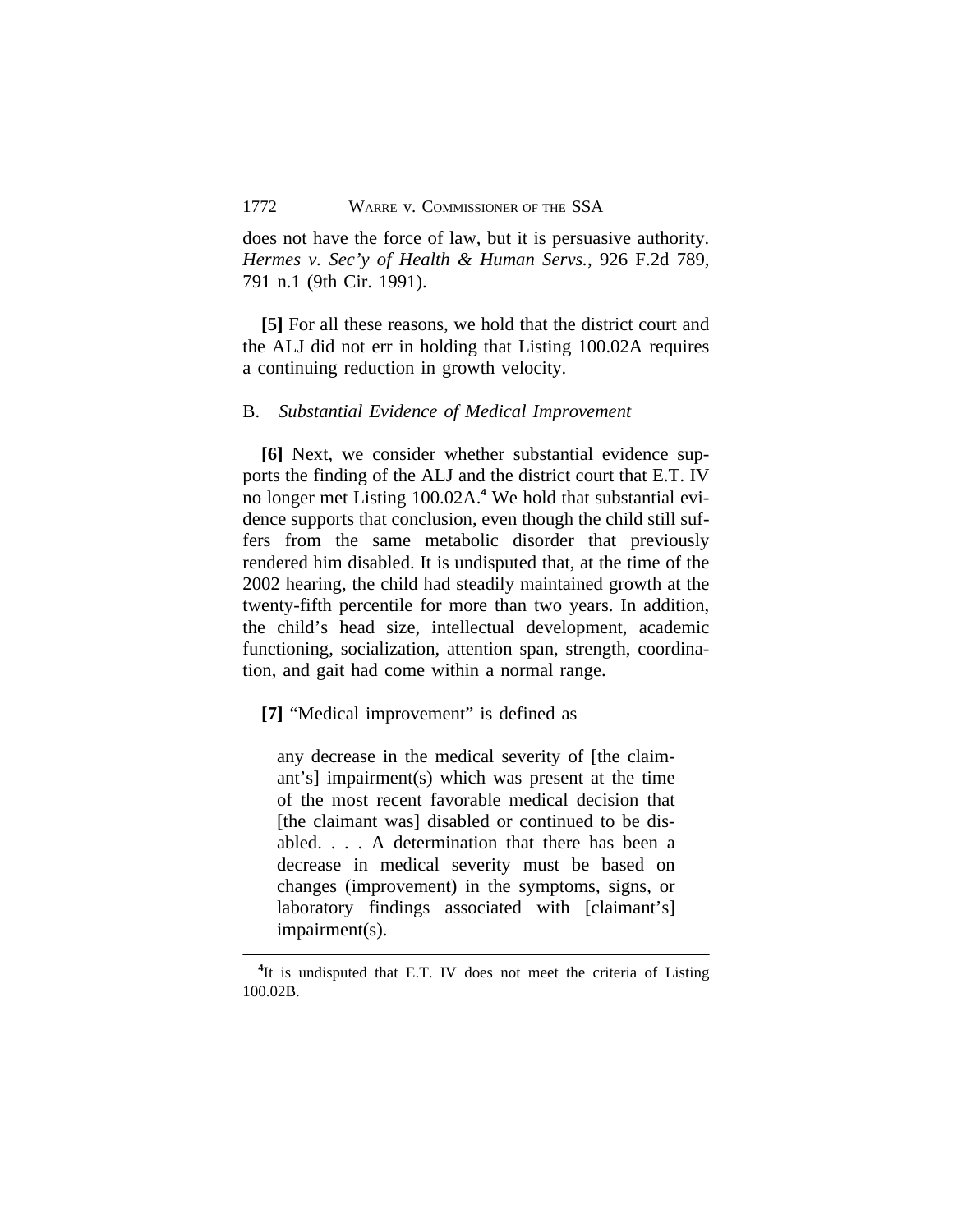does not have the force of law, but it is persuasive authority. *Hermes v. Sec'y of Health & Human Servs.*, 926 F.2d 789, 791 n.1 (9th Cir. 1991).

**[5]** For all these reasons, we hold that the district court and the ALJ did not err in holding that Listing 100.02A requires a continuing reduction in growth velocity.

B. *Substantial Evidence of Medical Improvement*

**[6]** Next, we consider whether substantial evidence supports the finding of the ALJ and the district court that E.T. IV no longer met Listing 100.02A.[4] We hold that substantial evidence supports that conclusion, even though the child still suffers from the same metabolic disorder that previously rendered him disabled. It is undisputed that, at the time of the 2002 hearing, the child had steadily maintained growth at the twenty-fifth percentile for more than two years. In addition, the child's head size, intellectual development, academic functioning, socialization, attention span, strength, coordination, and gait had come within a normal range.

**[7]** "Medical improvement" is defined as

> any decrease in the medical severity of [the claimant's] impairment(s) which was present at the time of the most recent favorable medical decision that [the claimant was] disabled or continued to be disabled. . . . A determination that there has been a decrease in medical severity must be based on changes (improvement) in the symptoms, signs, or laboratory findings associated with [claimant's] impairment(s).

---

[4]It is undisputed that E.T. IV does not meet the criteria of Listing 100.02B.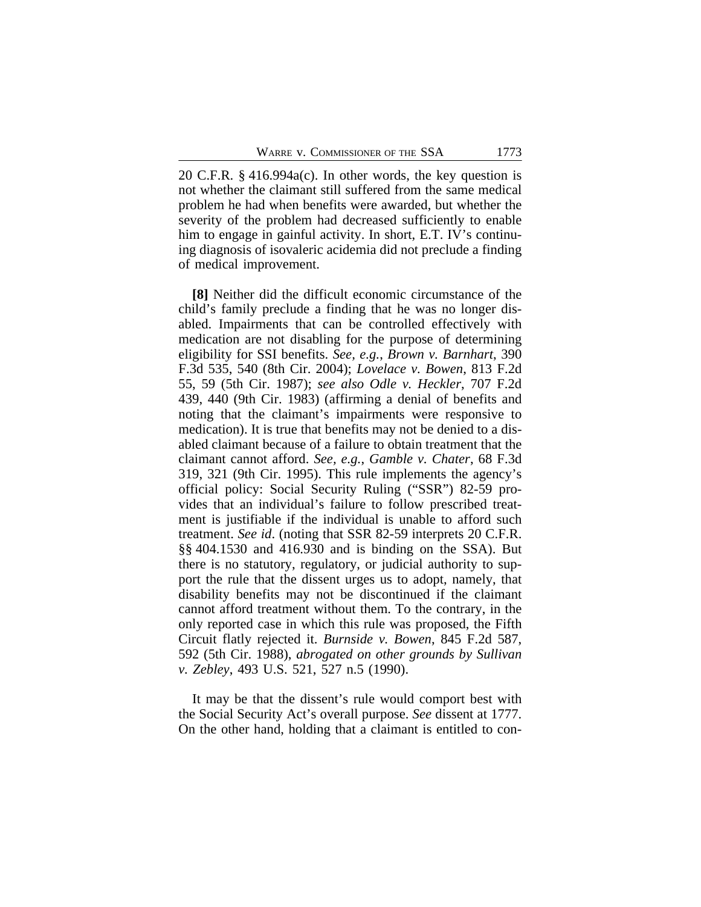20 C.F.R. § 416.994a(c). In other words, the key question is not whether the claimant still suffered from the same medical problem he had when benefits were awarded, but whether the severity of the problem had decreased sufficiently to enable him to engage in gainful activity. In short, E.T. IV's continuing diagnosis of isovaleric acidemia did not preclude a finding of medical improvement.

**[8]** Neither did the difficult economic circumstance of the child's family preclude a finding that he was no longer disabled. Impairments that can be controlled effectively with medication are not disabling for the purpose of determining eligibility for SSI benefits. *See, e.g.*, *Brown v. Barnhart*, 390 F.3d 535, 540 (8th Cir. 2004); *Lovelace v. Bowen*, 813 F.2d 55, 59 (5th Cir. 1987); *see also Odle v. Heckler*, 707 F.2d 439, 440 (9th Cir. 1983) (affirming a denial of benefits and noting that the claimant's impairments were responsive to medication). It is true that benefits may not be denied to a disabled claimant because of a failure to obtain treatment that the claimant cannot afford. *See, e.g.*, *Gamble v. Chater*, 68 F.3d 319, 321 (9th Cir. 1995). This rule implements the agency's official policy: Social Security Ruling ("SSR") 82-59 provides that an individual's failure to follow prescribed treatment is justifiable if the individual is unable to afford such treatment. *See id*. (noting that SSR 82-59 interprets 20 C.F.R. §§ 404.1530 and 416.930 and is binding on the SSA). But there is no statutory, regulatory, or judicial authority to support the rule that the dissent urges us to adopt, namely, that disability benefits may not be discontinued if the claimant cannot afford treatment without them. To the contrary, in the only reported case in which this rule was proposed, the Fifth Circuit flatly rejected it. *Burnside v. Bowen*, 845 F.2d 587, 592 (5th Cir. 1988), *abrogated on other grounds by Sullivan v. Zebley*, 493 U.S. 521, 527 n.5 (1990).

It may be that the dissent's rule would comport best with the Social Security Act's overall purpose. *See* dissent at 1777. On the other hand, holding that a claimant is entitled to con-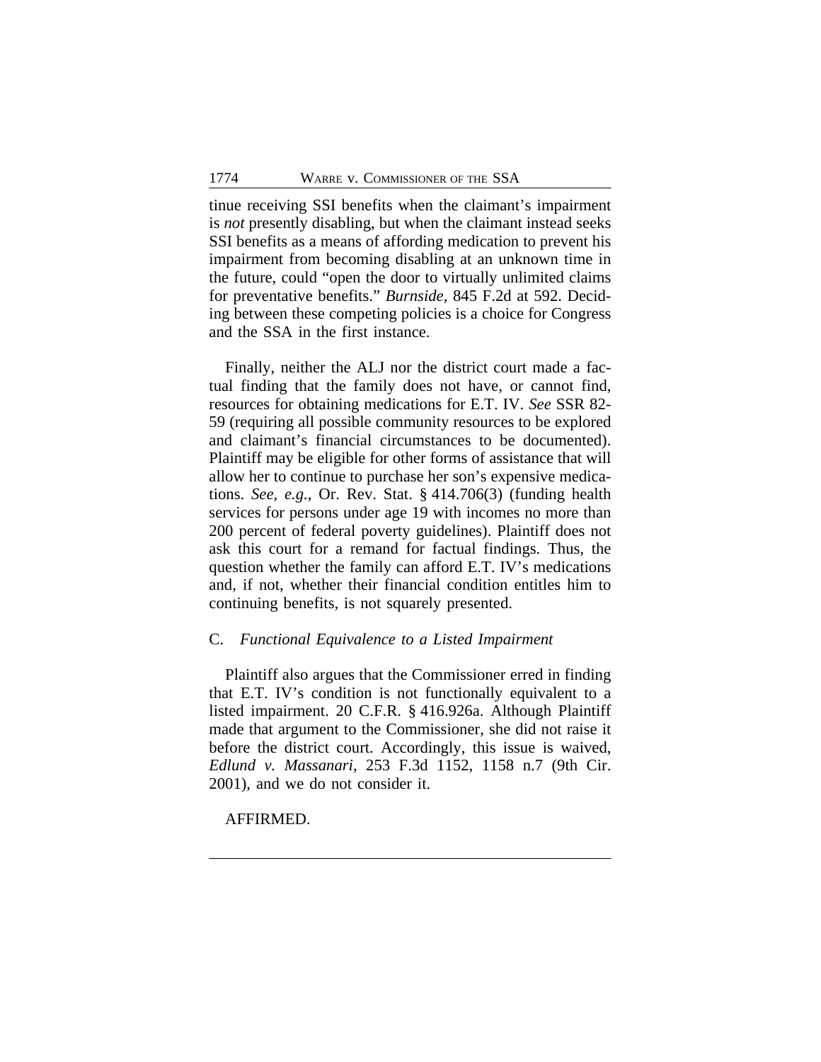tinue receiving SSI benefits when the claimant's impairment is *not* presently disabling, but when the claimant instead seeks SSI benefits as a means of affording medication to prevent his impairment from becoming disabling at an unknown time in the future, could "open the door to virtually unlimited claims for preventative benefits." *Burnside*, 845 F.2d at 592. Deciding between these competing policies is a choice for Congress and the SSA in the first instance.

Finally, neither the ALJ nor the district court made a factual finding that the family does not have, or cannot find, resources for obtaining medications for E.T. IV. *See* SSR 82-59 (requiring all possible community resources to be explored and claimant's financial circumstances to be documented). Plaintiff may be eligible for other forms of assistance that will allow her to continue to purchase her son's expensive medications. *See, e.g.*, Or. Rev. Stat. § 414.706(3) (funding health services for persons under age 19 with incomes no more than 200 percent of federal poverty guidelines). Plaintiff does not ask this court for a remand for factual findings. Thus, the question whether the family can afford E.T. IV's medications and, if not, whether their financial condition entitles him to continuing benefits, is not squarely presented.

### C. *Functional Equivalence to a Listed Impairment*

Plaintiff also argues that the Commissioner erred in finding that E.T. IV's condition is not functionally equivalent to a listed impairment. 20 C.F.R. § 416.926a. Although Plaintiff made that argument to the Commissioner, she did not raise it before the district court. Accordingly, this issue is waived, *Edlund v. Massanari*, 253 F.3d 1152, 1158 n.7 (9th Cir. 2001), and we do not consider it.

AFFIRMED.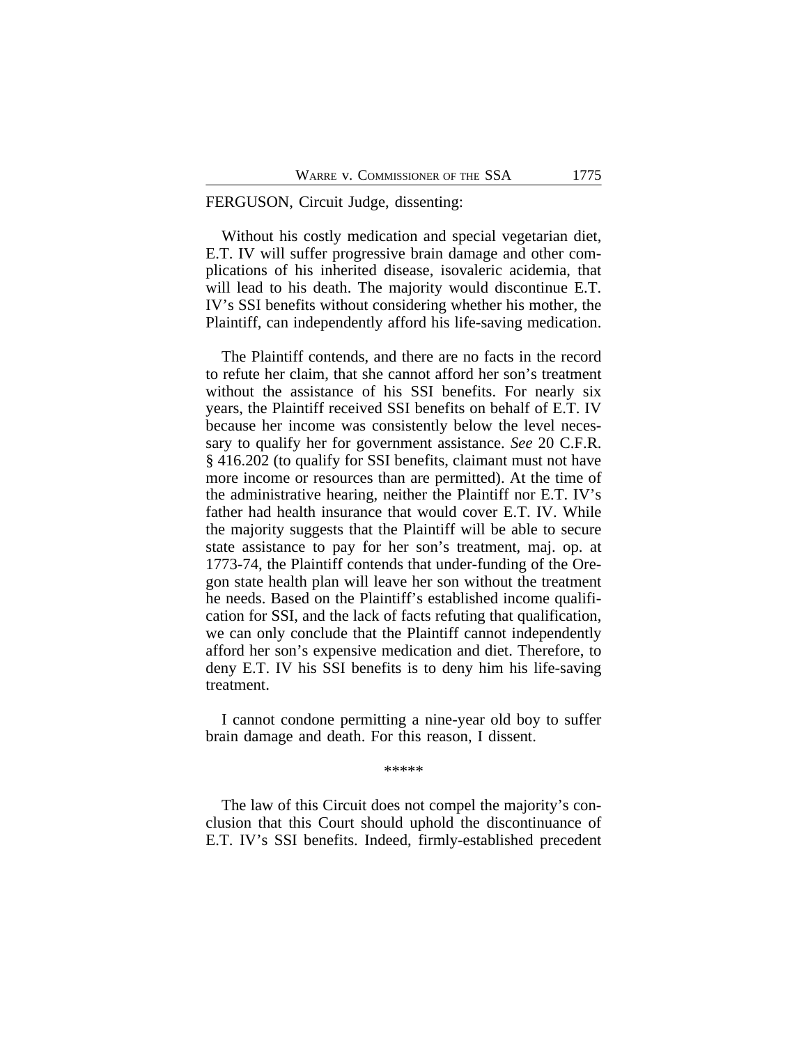FERGUSON, Circuit Judge, dissenting:

Without his costly medication and special vegetarian diet, E.T. IV will suffer progressive brain damage and other complications of his inherited disease, isovaleric acidemia, that will lead to his death. The majority would discontinue E.T. IV's SSI benefits without considering whether his mother, the Plaintiff, can independently afford his life-saving medication.

The Plaintiff contends, and there are no facts in the record to refute her claim, that she cannot afford her son's treatment without the assistance of his SSI benefits. For nearly six years, the Plaintiff received SSI benefits on behalf of E.T. IV because her income was consistently below the level necessary to qualify her for government assistance. *See* 20 C.F.R. § 416.202 (to qualify for SSI benefits, claimant must not have more income or resources than are permitted). At the time of the administrative hearing, neither the Plaintiff nor E.T. IV's father had health insurance that would cover E.T. IV. While the majority suggests that the Plaintiff will be able to secure state assistance to pay for her son's treatment, maj. op. at 1773-74, the Plaintiff contends that under-funding of the Oregon state health plan will leave her son without the treatment he needs. Based on the Plaintiff's established income qualification for SSI, and the lack of facts refuting that qualification, we can only conclude that the Plaintiff cannot independently afford her son's expensive medication and diet. Therefore, to deny E.T. IV his SSI benefits is to deny him his life-saving treatment.

I cannot condone permitting a nine-year old boy to suffer brain damage and death. For this reason, I dissent.

*****

The law of this Circuit does not compel the majority's conclusion that this Court should uphold the discontinuance of E.T. IV's SSI benefits. Indeed, firmly-established precedent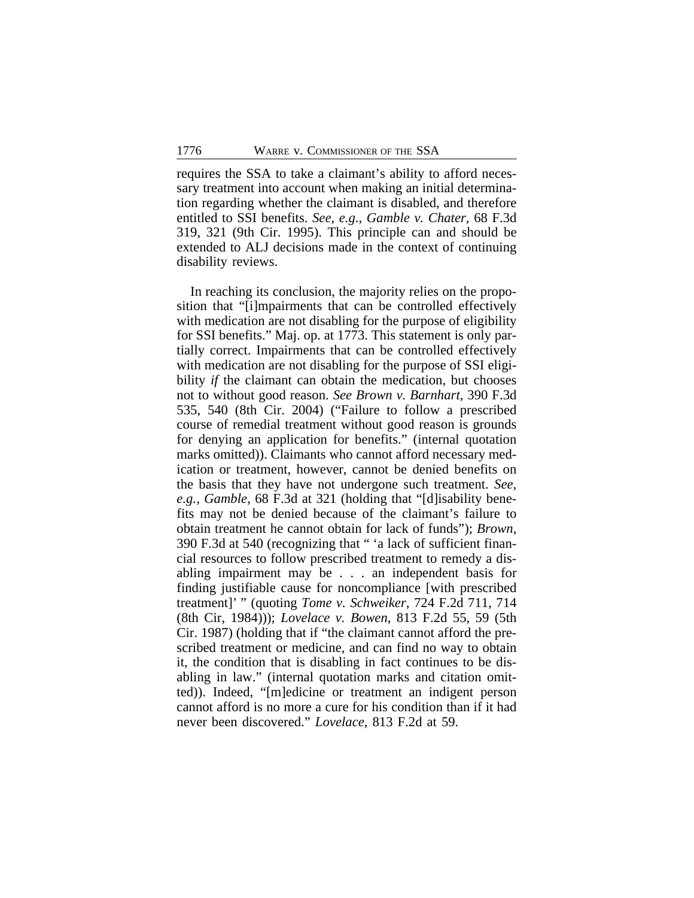requires the SSA to take a claimant's ability to afford necessary treatment into account when making an initial determination regarding whether the claimant is disabled, and therefore entitled to SSI benefits. *See, e.g.*, *Gamble v. Chater*, 68 F.3d 319, 321 (9th Cir. 1995). This principle can and should be extended to ALJ decisions made in the context of continuing disability reviews.

In reaching its conclusion, the majority relies on the proposition that "[i]mpairments that can be controlled effectively with medication are not disabling for the purpose of eligibility for SSI benefits." Maj. op. at 1773. This statement is only partially correct. Impairments that can be controlled effectively with medication are not disabling for the purpose of SSI eligibility *if* the claimant can obtain the medication, but chooses not to without good reason. *See Brown v. Barnhart*, 390 F.3d 535, 540 (8th Cir. 2004) ("Failure to follow a prescribed course of remedial treatment without good reason is grounds for denying an application for benefits." (internal quotation marks omitted)). Claimants who cannot afford necessary medication or treatment, however, cannot be denied benefits on the basis that they have not undergone such treatment. *See, e.g.*, *Gamble*, 68 F.3d at 321 (holding that "[d]isability benefits may not be denied because of the claimant's failure to obtain treatment he cannot obtain for lack of funds"); *Brown*, 390 F.3d at 540 (recognizing that " 'a lack of sufficient financial resources to follow prescribed treatment to remedy a disabling impairment may be . . . an independent basis for finding justifiable cause for noncompliance [with prescribed treatment]' " (quoting *Tome v. Schweiker*, 724 F.2d 711, 714 (8th Cir, 1984))); *Lovelace v. Bowen*, 813 F.2d 55, 59 (5th Cir. 1987) (holding that if "the claimant cannot afford the prescribed treatment or medicine, and can find no way to obtain it, the condition that is disabling in fact continues to be disabling in law." (internal quotation marks and citation omitted)). Indeed, "[m]edicine or treatment an indigent person cannot afford is no more a cure for his condition than if it had never been discovered." *Lovelace*, 813 F.2d at 59.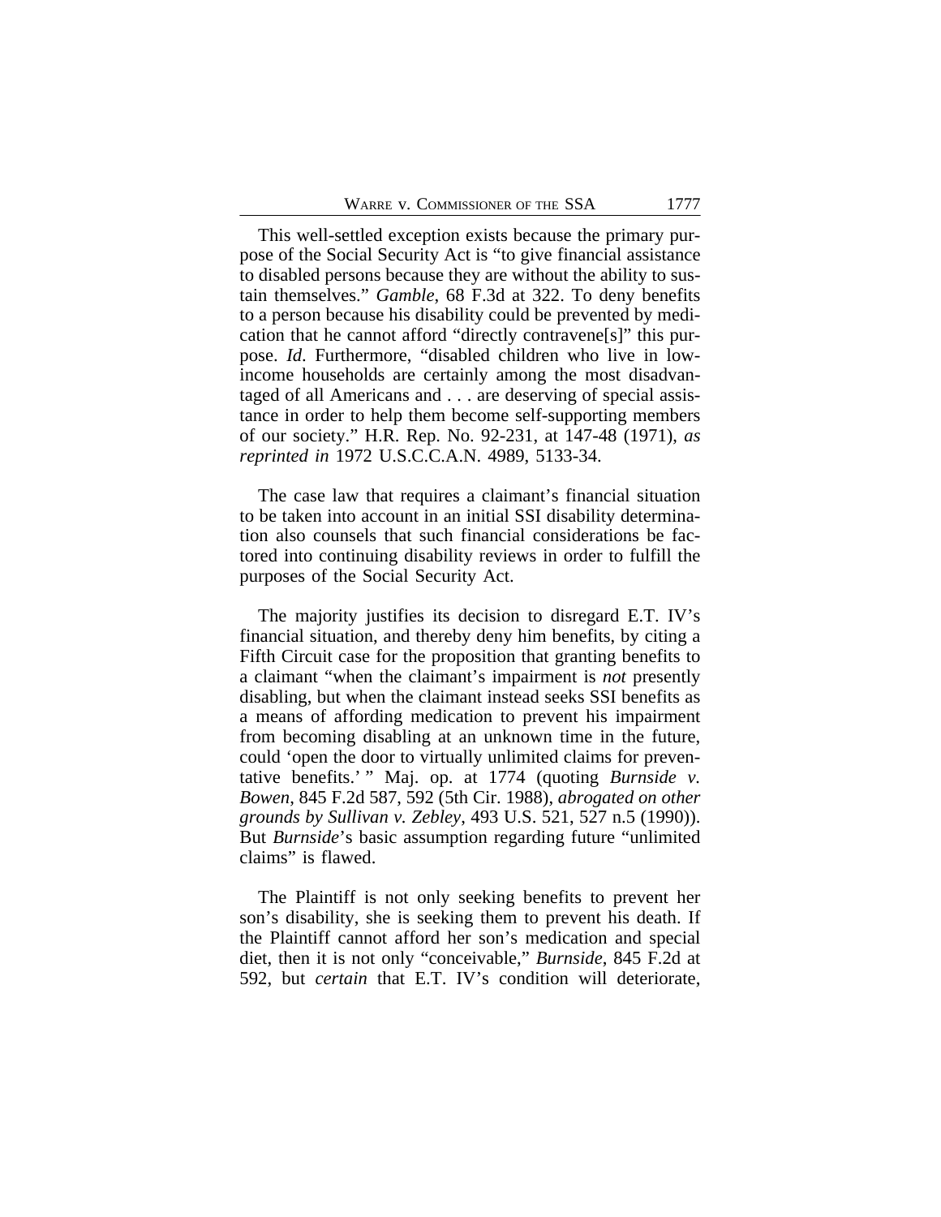This well-settled exception exists because the primary purpose of the Social Security Act is "to give financial assistance to disabled persons because they are without the ability to sustain themselves." *Gamble*, 68 F.3d at 322. To deny benefits to a person because his disability could be prevented by medication that he cannot afford "directly contravene[s]" this purpose. *Id*. Furthermore, "disabled children who live in low-income households are certainly among the most disadvantaged of all Americans and . . . are deserving of special assistance in order to help them become self-supporting members of our society." H.R. Rep. No. 92-231, at 147-48 (1971), *as reprinted in* 1972 U.S.C.C.A.N. 4989, 5133-34.

The case law that requires a claimant's financial situation to be taken into account in an initial SSI disability determination also counsels that such financial considerations be factored into continuing disability reviews in order to fulfill the purposes of the Social Security Act.

The majority justifies its decision to disregard E.T. IV's financial situation, and thereby deny him benefits, by citing a Fifth Circuit case for the proposition that granting benefits to a claimant "when the claimant's impairment is *not* presently disabling, but when the claimant instead seeks SSI benefits as a means of affording medication to prevent his impairment from becoming disabling at an unknown time in the future, could 'open the door to virtually unlimited claims for preventative benefits.' " Maj. op. at 1774 (quoting *Burnside v. Bowen*, 845 F.2d 587, 592 (5th Cir. 1988), *abrogated on other grounds by Sullivan v. Zebley*, 493 U.S. 521, 527 n.5 (1990)). But *Burnside*'s basic assumption regarding future "unlimited claims" is flawed.

The Plaintiff is not only seeking benefits to prevent her son's disability, she is seeking them to prevent his death. If the Plaintiff cannot afford her son's medication and special diet, then it is not only "conceivable," *Burnside*, 845 F.2d at 592, but *certain* that E.T. IV's condition will deteriorate,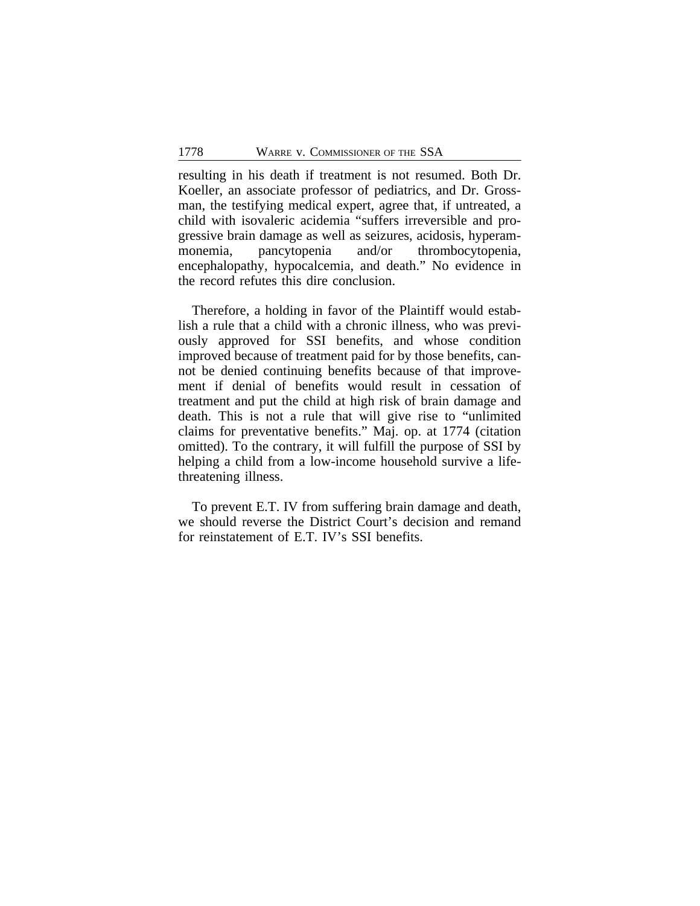resulting in his death if treatment is not resumed. Both Dr. Koeller, an associate professor of pediatrics, and Dr. Grossman, the testifying medical expert, agree that, if untreated, a child with isovaleric acidemia "suffers irreversible and progressive brain damage as well as seizures, acidosis, hyperammonemia, pancytopenia and/or thrombocytopenia, encephalopathy, hypocalcemia, and death." No evidence in the record refutes this dire conclusion.

Therefore, a holding in favor of the Plaintiff would establish a rule that a child with a chronic illness, who was previously approved for SSI benefits, and whose condition improved because of treatment paid for by those benefits, cannot be denied continuing benefits because of that improvement if denial of benefits would result in cessation of treatment and put the child at high risk of brain damage and death. This is not a rule that will give rise to "unlimited claims for preventative benefits." Maj. op. at 1774 (citation omitted). To the contrary, it will fulfill the purpose of SSI by helping a child from a low-income household survive a life-threatening illness.

To prevent E.T. IV from suffering brain damage and death, we should reverse the District Court's decision and remand for reinstatement of E.T. IV's SSI benefits.